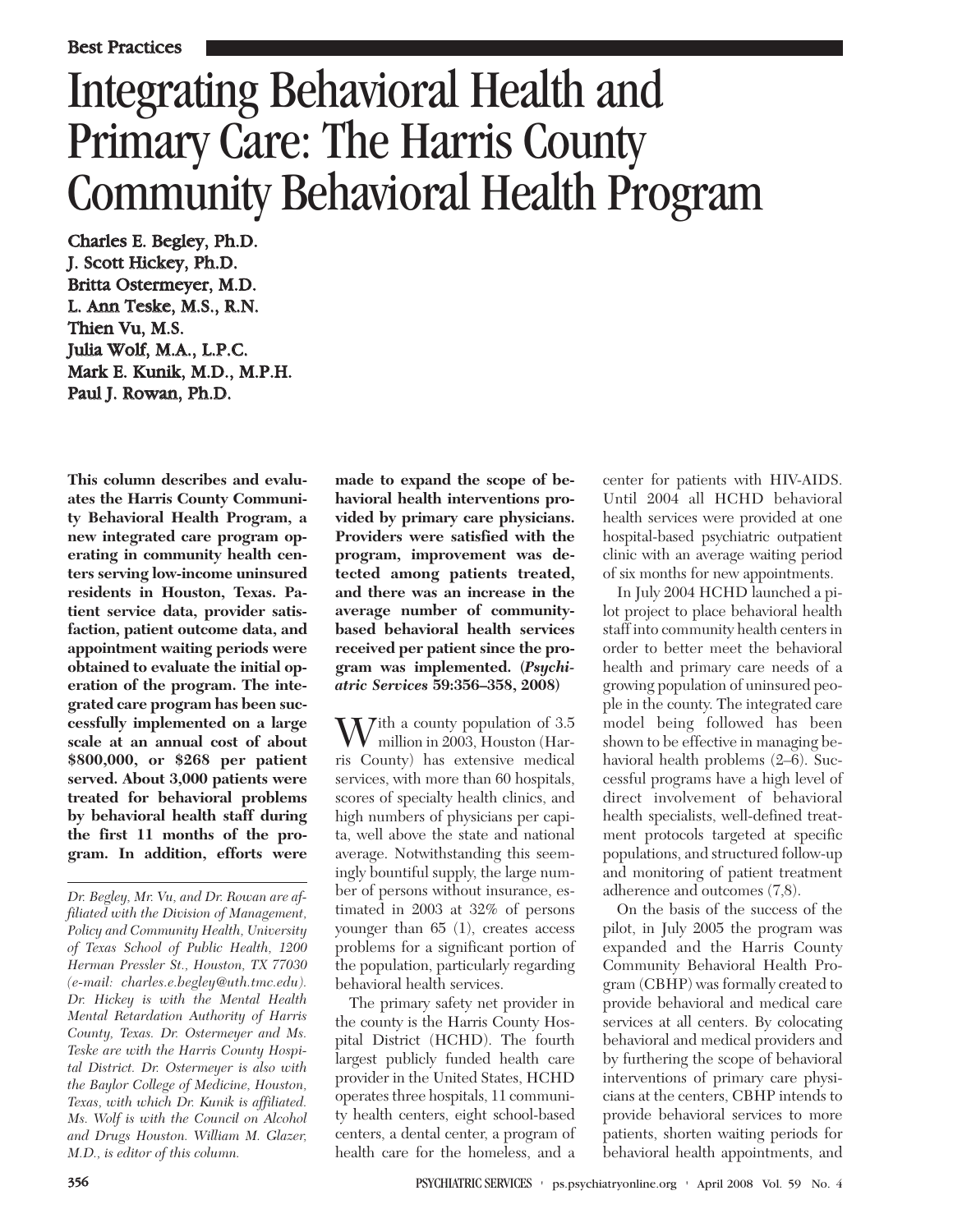Best Practices

# Integrating Behavioral Health and Primary Care: The Harris County Community Behavioral Health Program

Charles E. Begley, Ph.D.
J. Scott Hickey, Ph.D.
Britta Ostermeyer, M.D.
L. Ann Teske, M.S., R.N.
Thien Vu, M.S.
Julia Wolf, M.A., L.P.C.
Mark E. Kunik, M.D., M.P.H.
Paul J. Rowan, Ph.D.

**This column describes and evaluates the Harris County Community Behavioral Health Program, a new integrated care program operating in community health centers serving low-income uninsured residents in Houston, Texas. Patient service data, provider satisfaction, patient outcome data, and appointment waiting periods were obtained to evaluate the initial operation of the program. The integrated care program has been successfully implemented on a large scale at an annual cost of about $800,000, or $268 per patient served. About 3,000 patients were treated for behavioral problems by behavioral health staff during the first 11 months of the program. In addition, efforts were made to expand the scope of behavioral health interventions provided by primary care physicians. Providers were satisfied with the program, improvement was detected among patients treated, and there was an increase in the average number of community-based behavioral health services received per patient since the program was implemented. (*Psychiatric Services* 59:356–358, 2008)**

*Dr. Begley, Mr. Vu, and Dr. Rowan are affiliated with the Division of Management, Policy and Community Health, University of Texas School of Public Health, 1200 Herman Pressler St., Houston, TX 77030 (e-mail: charles.e.begley@uth.tmc.edu). Dr. Hickey is with the Mental Health Mental Retardation Authority of Harris County, Texas. Dr. Ostermeyer and Ms. Teske are with the Harris County Hospital District. Dr. Ostermeyer is also with the Baylor College of Medicine, Houston, Texas, with which Dr. Kunik is affiliated. Ms. Wolf is with the Council on Alcohol and Drugs Houston. William M. Glazer, M.D., is editor of this column.*

With a county population of 3.5 million in 2003, Houston (Harris County) has extensive medical services, with more than 60 hospitals, scores of specialty health clinics, and high numbers of physicians per capita, well above the state and national average. Notwithstanding this seemingly bountiful supply, the large number of persons without insurance, estimated in 2003 at 32% of persons younger than 65 (1), creates access problems for a significant portion of the population, particularly regarding behavioral health services.

The primary safety net provider in the county is the Harris County Hospital District (HCHD). The fourth largest publicly funded health care provider in the United States, HCHD operates three hospitals, 11 community health centers, eight school-based centers, a dental center, a program of health care for the homeless, and a center for patients with HIV-AIDS. Until 2004 all HCHD behavioral health services were provided at one hospital-based psychiatric outpatient clinic with an average waiting period of six months for new appointments.

In July 2004 HCHD launched a pilot project to place behavioral health staff into community health centers in order to better meet the behavioral health and primary care needs of a growing population of uninsured people in the county. The integrated care model being followed has been shown to be effective in managing behavioral health problems (2–6). Successful programs have a high level of direct involvement of behavioral health specialists, well-defined treatment protocols targeted at specific populations, and structured follow-up and monitoring of patient treatment adherence and outcomes (7,8).

On the basis of the success of the pilot, in July 2005 the program was expanded and the Harris County Community Behavioral Health Program (CBHP) was formally created to provide behavioral and medical care services at all centers. By colocating behavioral and medical providers and by furthering the scope of behavioral interventions of primary care physicians at the centers, CBHP intends to provide behavioral services to more patients, shorten waiting periods for behavioral health appointments, and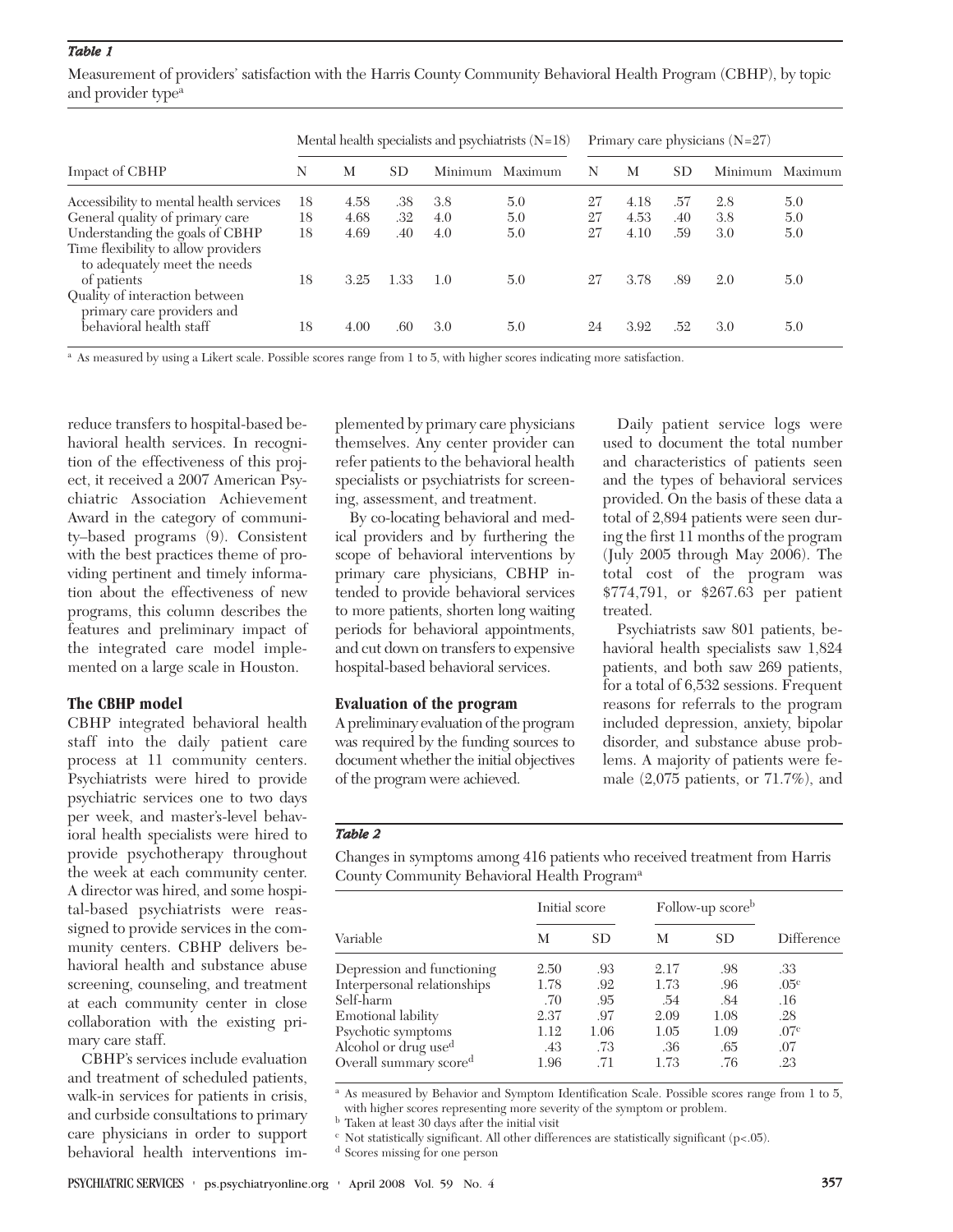*Table 1*

Measurement of providers' satisfaction with the Harris County Community Behavioral Health Program (CBHP), by topic and provider type[a]

| | Mental health specialists and psychiatrists (N=18) | | | | | Primary care physicians (N=27) | | | | |
|---|---|---|---|---|---|---|---|---|---|---|
| Impact of CBHP | N | M | SD | Minimum | Maximum | N | M | SD | Minimum | Maximum |
| Accessibility to mental health services | 18 | 4.58 | .38 | 3.8 | 5.0 | 27 | 4.18 | .57 | 2.8 | 5.0 |
| General quality of primary care | 18 | 4.68 | .32 | 4.0 | 5.0 | 27 | 4.53 | .40 | 3.8 | 5.0 |
| Understanding the goals of CBHP | 18 | 4.69 | .40 | 4.0 | 5.0 | 27 | 4.10 | .59 | 3.0 | 5.0 |
| Time flexibility to allow providers to adequately meet the needs of patients | 18 | 3.25 | 1.33 | 1.0 | 5.0 | 27 | 3.78 | .89 | 2.0 | 5.0 |
| Quality of interaction between primary care providers and behavioral health staff | 18 | 4.00 | .60 | 3.0 | 5.0 | 24 | 3.92 | .52 | 3.0 | 5.0 |

[a] As measured by using a Likert scale. Possible scores range from 1 to 5, with higher scores indicating more satisfaction.

reduce transfers to hospital-based behavioral health services. In recognition of the effectiveness of this project, it received a 2007 American Psychiatric Association Achievement Award in the category of community–based programs (9). Consistent with the best practices theme of providing pertinent and timely information about the effectiveness of new programs, this column describes the features and preliminary impact of the integrated care model implemented on a large scale in Houston.

## The CBHP model

CBHP integrated behavioral health staff into the daily patient care process at 11 community centers. Psychiatrists were hired to provide psychiatric services one to two days per week, and master's-level behavioral health specialists were hired to provide psychotherapy throughout the week at each community center. A director was hired, and some hospital-based psychiatrists were reassigned to provide services in the community centers. CBHP delivers behavioral health and substance abuse screening, counseling, and treatment at each community center in close collaboration with the existing primary care staff.

CBHP's services include evaluation and treatment of scheduled patients, walk-in services for patients in crisis, and curbside consultations to primary care physicians in order to support behavioral health interventions implemented by primary care physicians themselves. Any center provider can refer patients to the behavioral health specialists or psychiatrists for screening, assessment, and treatment.

By co-locating behavioral and medical providers and by furthering the scope of behavioral interventions by primary care physicians, CBHP intended to provide behavioral services to more patients, shorten long waiting periods for behavioral appointments, and cut down on transfers to expensive hospital-based behavioral services.

## Evaluation of the program

A preliminary evaluation of the program was required by the funding sources to document whether the initial objectives of the program were achieved.

Daily patient service logs were used to document the total number and characteristics of patients seen and the types of behavioral services provided. On the basis of these data a total of 2,894 patients were seen during the first 11 months of the program (July 2005 through May 2006). The total cost of the program was $774,791, or $267.63 per patient treated.

Psychiatrists saw 801 patients, behavioral health specialists saw 1,824 patients, and both saw 269 patients, for a total of 6,532 sessions. Frequent reasons for referrals to the program included depression, anxiety, bipolar disorder, and substance abuse problems. A majority of patients were female (2,075 patients, or 71.7%), and

*Table 2*

Changes in symptoms among 416 patients who received treatment from Harris County Community Behavioral Health Program[a]

| | Initial score | | Follow-up score[b] | | |
|---|---|---|---|---|---|
| Variable | M | SD | M | SD | Difference |
| Depression and functioning | 2.50 | .93 | 2.17 | .98 | .33 |
| Interpersonal relationships | 1.78 | .92 | 1.73 | .96 | .05[c] |
| Self-harm | .70 | .95 | .54 | .84 | .16 |
| Emotional lability | 2.37 | .97 | 2.09 | 1.08 | .28 |
| Psychotic symptoms | 1.12 | 1.06 | 1.05 | 1.09 | .07[c] |
| Alcohol or drug use[d] | .43 | .73 | .36 | .65 | .07 |
| Overall summary score[d] | 1.96 | .71 | 1.73 | .76 | .23 |

[a] As measured by Behavior and Symptom Identification Scale. Possible scores range from 1 to 5, with higher scores representing more severity of the symptom or problem.

[b] Taken at least 30 days after the initial visit

[c] Not statistically significant. All other differences are statistically significant ($p<.05$).

[d] Scores missing for one person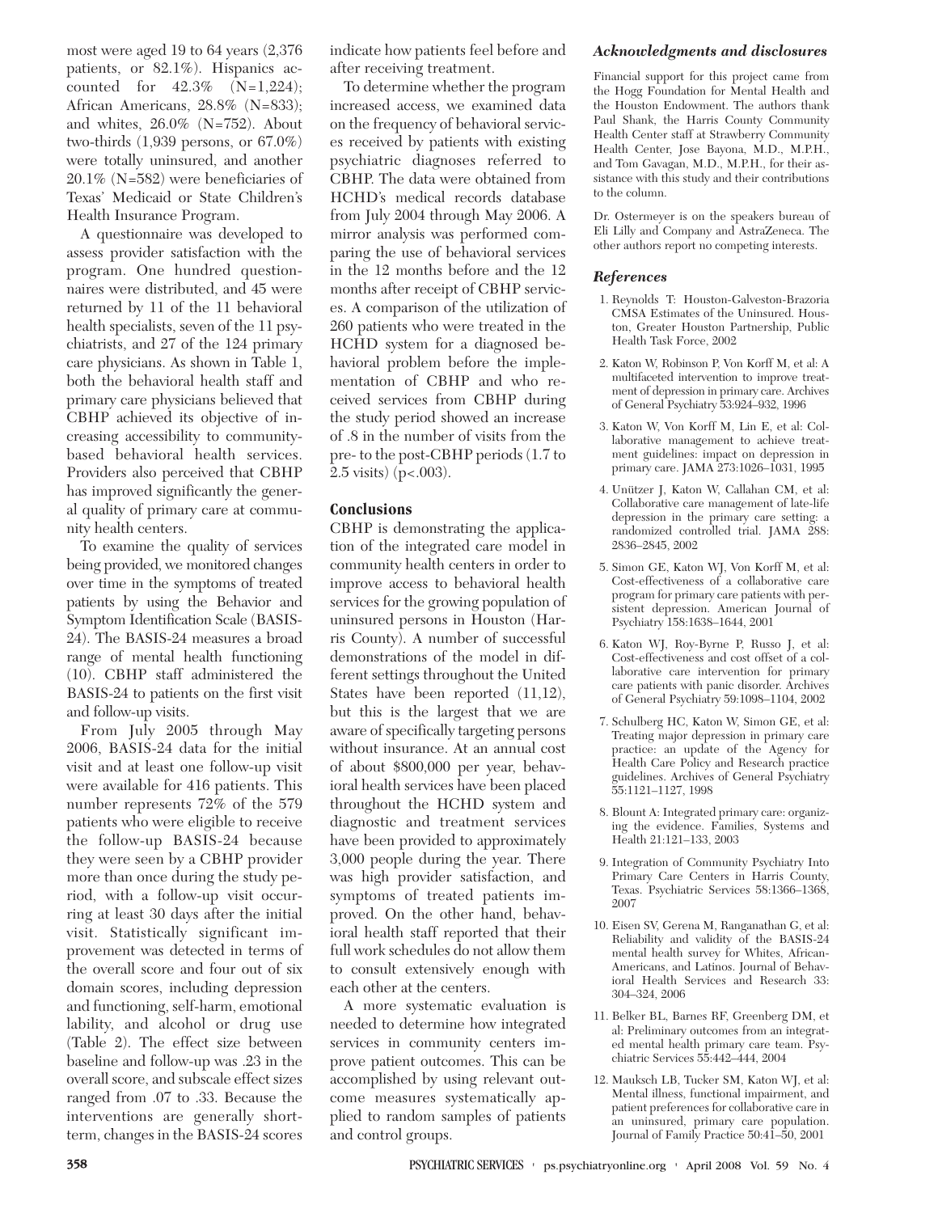most were aged 19 to 64 years (2,376 patients, or 82.1%). Hispanics accounted for 42.3% (N=1,224); African Americans, 28.8% (N=833); and whites, 26.0% (N=752). About two-thirds (1,939 persons, or 67.0%) were totally uninsured, and another 20.1% (N=582) were beneficiaries of Texas' Medicaid or State Children's Health Insurance Program.

A questionnaire was developed to assess provider satisfaction with the program. One hundred questionnaires were distributed, and 45 were returned by 11 of the 11 behavioral health specialists, seven of the 11 psychiatrists, and 27 of the 124 primary care physicians. As shown in Table 1, both the behavioral health staff and primary care physicians believed that CBHP achieved its objective of increasing accessibility to community-based behavioral health services. Providers also perceived that CBHP has improved significantly the general quality of primary care at community health centers.

To examine the quality of services being provided, we monitored changes over time in the symptoms of treated patients by using the Behavior and Symptom Identification Scale (BASIS-24). The BASIS-24 measures a broad range of mental health functioning (10). CBHP staff administered the BASIS-24 to patients on the first visit and follow-up visits.

From July 2005 through May 2006, BASIS-24 data for the initial visit and at least one follow-up visit were available for 416 patients. This number represents 72% of the 579 patients who were eligible to receive the follow-up BASIS-24 because they were seen by a CBHP provider more than once during the study period, with a follow-up visit occurring at least 30 days after the initial visit. Statistically significant improvement was detected in terms of the overall score and four out of six domain scores, including depression and functioning, self-harm, emotional lability, and alcohol or drug use (Table 2). The effect size between baseline and follow-up was .23 in the overall score, and subscale effect sizes ranged from .07 to .33. Because the interventions are generally short-term, changes in the BASIS-24 scores indicate how patients feel before and after receiving treatment.

To determine whether the program increased access, we examined data on the frequency of behavioral services received by patients with existing psychiatric diagnoses referred to CBHP. The data were obtained from HCHD's medical records database from July 2004 through May 2006. A mirror analysis was performed comparing the use of behavioral services in the 12 months before and the 12 months after receipt of CBHP services. A comparison of the utilization of 260 patients who were treated in the HCHD system for a diagnosed behavioral problem before the implementation of CBHP and who received services from CBHP during the study period showed an increase of .8 in the number of visits from the pre- to the post-CBHP periods (1.7 to 2.5 visits) ($p<.003$).

## Conclusions

CBHP is demonstrating the application of the integrated care model in community health centers in order to improve access to behavioral health services for the growing population of uninsured persons in Houston (Harris County). A number of successful demonstrations of the model in different settings throughout the United States have been reported (11,12), but this is the largest that we are aware of specifically targeting persons without insurance. At an annual cost of about \$800,000 per year, behavioral health services have been placed throughout the HCHD system and diagnostic and treatment services have been provided to approximately 3,000 people during the year. There was high provider satisfaction, and symptoms of treated patients improved. On the other hand, behavioral health staff reported that their full work schedules do not allow them to consult extensively enough with each other at the centers.

A more systematic evaluation is needed to determine how integrated services in community centers improve patient outcomes. This can be accomplished by using relevant outcome measures systematically applied to random samples of patients and control groups.

### *Acknowledgments and disclosures*

Financial support for this project came from the Hogg Foundation for Mental Health and the Houston Endowment. The authors thank Paul Shank, the Harris County Community Health Center staff at Strawberry Community Health Center, Jose Bayona, M.D., M.P.H., and Tom Gavagan, M.D., M.P.H., for their assistance with this study and their contributions to the column.

Dr. Ostermeyer is on the speakers bureau of Eli Lilly and Company and AstraZeneca. The other authors report no competing interests.

### *References*

1. Reynolds T: Houston-Galveston-Brazoria CMSA Estimates of the Uninsured. Houston, Greater Houston Partnership, Public Health Task Force, 2002
2. Katon W, Robinson P, Von Korff M, et al: A multifaceted intervention to improve treatment of depression in primary care. Archives of General Psychiatry 53:924–932, 1996
3. Katon W, Von Korff M, Lin E, et al: Collaborative management to achieve treatment guidelines: impact on depression in primary care. JAMA 273:1026–1031, 1995
4. Unützer J, Katon W, Callahan CM, et al: Collaborative care management of late-life depression in the primary care setting: a randomized controlled trial. JAMA 288: 2836–2845, 2002
5. Simon GE, Katon WJ, Von Korff M, et al: Cost-effectiveness of a collaborative care program for primary care patients with persistent depression. American Journal of Psychiatry 158:1638–1644, 2001
6. Katon WJ, Roy-Byrne P, Russo J, et al: Cost-effectiveness and cost offset of a collaborative care intervention for primary care patients with panic disorder. Archives of General Psychiatry 59:1098–1104, 2002
7. Schulberg HC, Katon W, Simon GE, et al: Treating major depression in primary care practice: an update of the Agency for Health Care Policy and Research practice guidelines. Archives of General Psychiatry 55:1121–1127, 1998
8. Blount A: Integrated primary care: organizing the evidence. Families, Systems and Health 21:121–133, 2003
9. Integration of Community Psychiatry Into Primary Care Centers in Harris County, Texas. Psychiatric Services 58:1366–1368, 2007
10. Eisen SV, Gerena M, Ranganathan G, et al: Reliability and validity of the BASIS-24 mental health survey for Whites, African-Americans, and Latinos. Journal of Behavioral Health Services and Research 33: 304–324, 2006
11. Belker BL, Barnes RF, Greenberg DM, et al: Preliminary outcomes from an integrated mental health primary care team. Psychiatric Services 55:442–444, 2004
12. Mauksch LB, Tucker SM, Katon WJ, et al: Mental illness, functional impairment, and patient preferences for collaborative care in an uninsured, primary care population. Journal of Family Practice 50:41–50, 2001